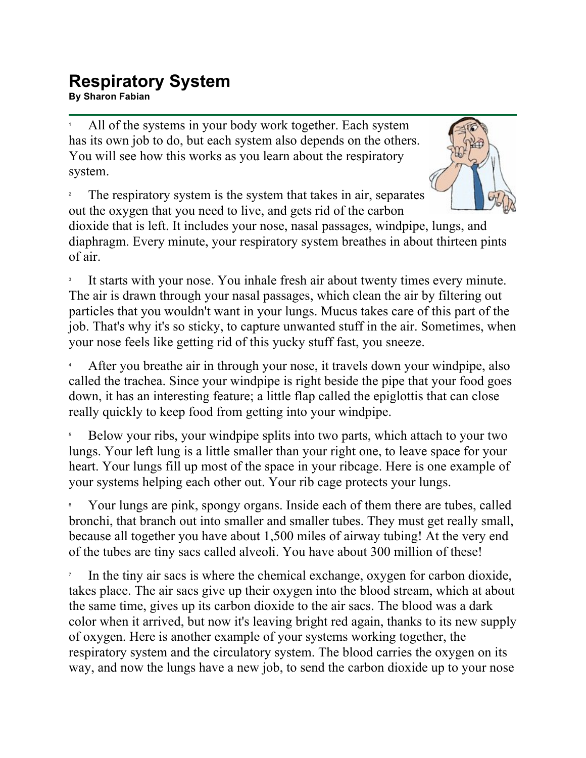# Respiratory System

**By Sharon Fabian**

1 All of the systems in your body work together. Each system has its own job to do, but each system also depends on the others. You will see how this works as you learn about the respiratory system.

2 The respiratory system is the system that takes in air, separates out the oxygen that you need to live, and gets rid of the carbon dioxide that is left. It includes your nose, nasal passages, windpipe, lungs, and diaphragm. Every minute, your respiratory system breathes in about thirteen pints of air.

3 It starts with your nose. You inhale fresh air about twenty times every minute. The air is drawn through your nasal passages, which clean the air by filtering out particles that you wouldn't want in your lungs. Mucus takes care of this part of the job. That's why it's so sticky, to capture unwanted stuff in the air. Sometimes, when your nose feels like getting rid of this yucky stuff fast, you sneeze.

4 After you breathe air in through your nose, it travels down your windpipe, also called the trachea. Since your windpipe is right beside the pipe that your food goes down, it has an interesting feature; a little flap called the epiglottis that can close really quickly to keep food from getting into your windpipe.

5 Below your ribs, your windpipe splits into two parts, which attach to your two lungs. Your left lung is a little smaller than your right one, to leave space for your heart. Your lungs fill up most of the space in your ribcage. Here is one example of your systems helping each other out. Your rib cage protects your lungs.

6 Your lungs are pink, spongy organs. Inside each of them there are tubes, called bronchi, that branch out into smaller and smaller tubes. They must get really small, because all together you have about 1,500 miles of airway tubing! At the very end of the tubes are tiny sacs called alveoli. You have about 300 million of these!

7 In the tiny air sacs is where the chemical exchange, oxygen for carbon dioxide, takes place. The air sacs give up their oxygen into the blood stream, which at about the same time, gives up its carbon dioxide to the air sacs. The blood was a dark color when it arrived, but now it's leaving bright red again, thanks to its new supply of oxygen. Here is another example of your systems working together, the respiratory system and the circulatory system. The blood carries the oxygen on its way, and now the lungs have a new job, to send the carbon dioxide up to your nose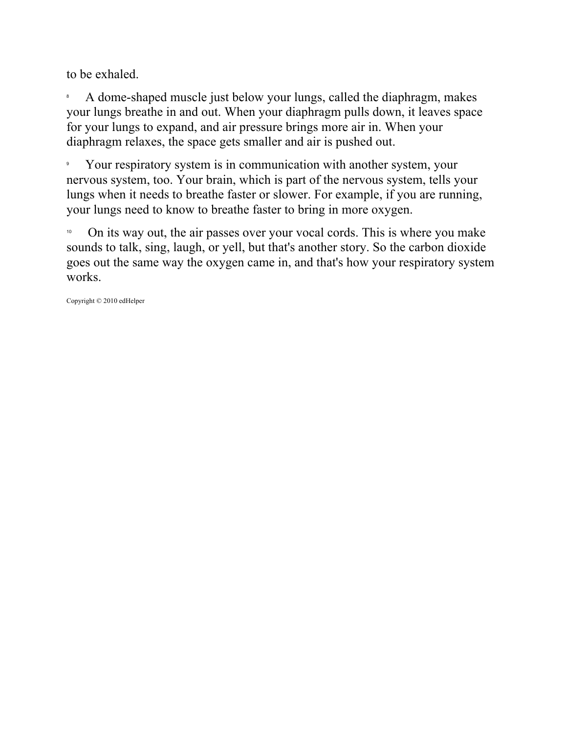to be exhaled.

8 A dome-shaped muscle just below your lungs, called the diaphragm, makes your lungs breathe in and out. When your diaphragm pulls down, it leaves space for your lungs to expand, and air pressure brings more air in. When your diaphragm relaxes, the space gets smaller and air is pushed out.

9 Your respiratory system is in communication with another system, your nervous system, too. Your brain, which is part of the nervous system, tells your lungs when it needs to breathe faster or slower. For example, if you are running, your lungs need to know to breathe faster to bring in more oxygen.

10 On its way out, the air passes over your vocal cords. This is where you make sounds to talk, sing, laugh, or yell, but that's another story. So the carbon dioxide goes out the same way the oxygen came in, and that's how your respiratory system works.

Copyright © 2010 edHelper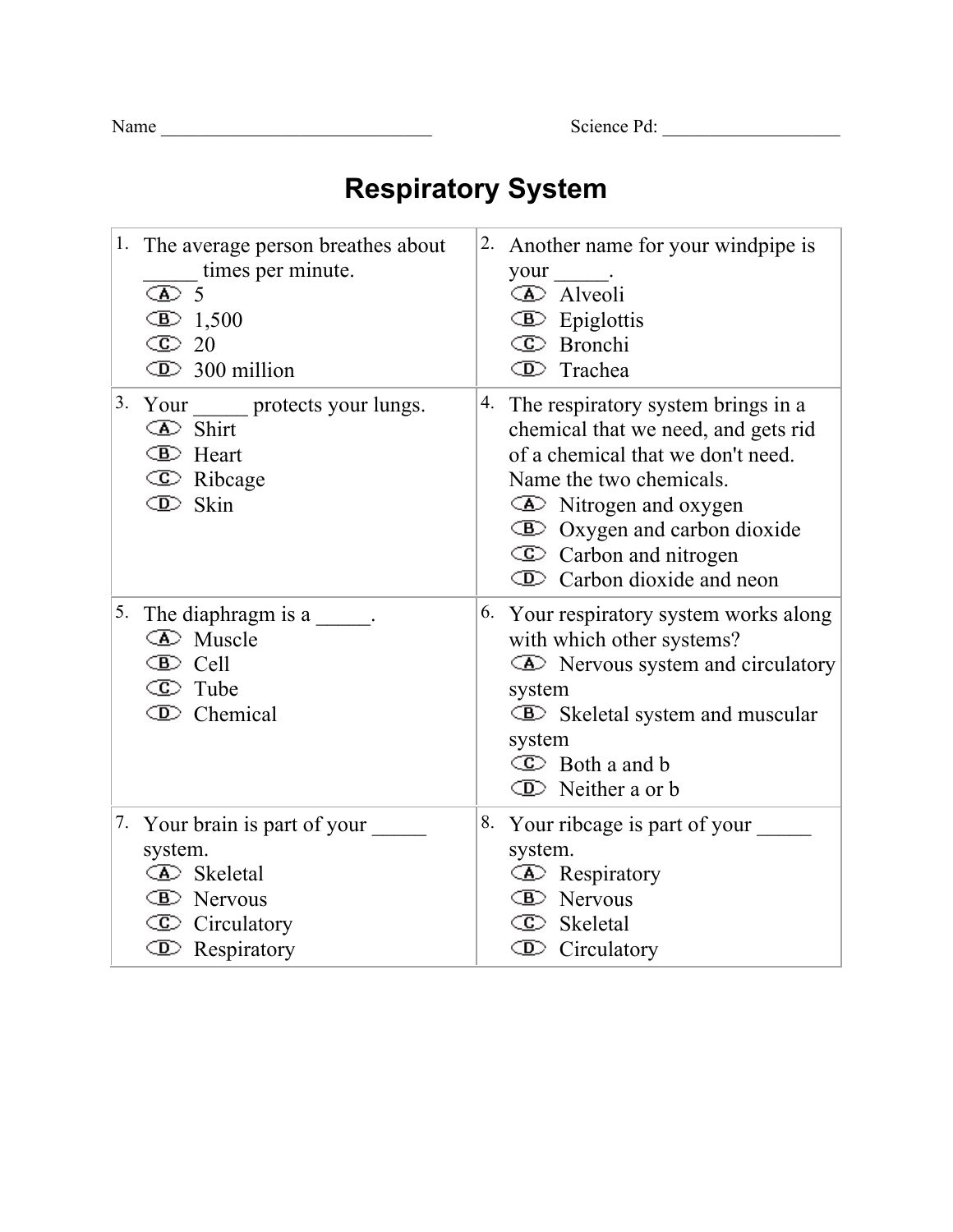Name ______________________________ Science Pd: ___________________

# Respiratory System

1. The average person breathes about _____ times per minute.
   - (A) 5
   - (B) 1,500
   - (C) 20
   - (D) 300 million

2. Another name for your windpipe is your _____.
   - (A) Alveoli
   - (B) Epiglottis
   - (C) Bronchi
   - (D) Trachea

3. Your _____ protects your lungs.
   - (A) Shirt
   - (B) Heart
   - (C) Ribcage
   - (D) Skin

4. The respiratory system brings in a chemical that we need, and gets rid of a chemical that we don't need. Name the two chemicals.
   - (A) Nitrogen and oxygen
   - (B) Oxygen and carbon dioxide
   - (C) Carbon and nitrogen
   - (D) Carbon dioxide and neon

5. The diaphragm is a _____.
   - (A) Muscle
   - (B) Cell
   - (C) Tube
   - (D) Chemical

6. Your respiratory system works along with which other systems?
   - (A) Nervous system and circulatory system
   - (B) Skeletal system and muscular system
   - (C) Both a and b
   - (D) Neither a or b

7. Your brain is part of your _____ system.
   - (A) Skeletal
   - (B) Nervous
   - (C) Circulatory
   - (D) Respiratory

8. Your ribcage is part of your _____ system.
   - (A) Respiratory
   - (B) Nervous
   - (C) Skeletal
   - (D) Circulatory